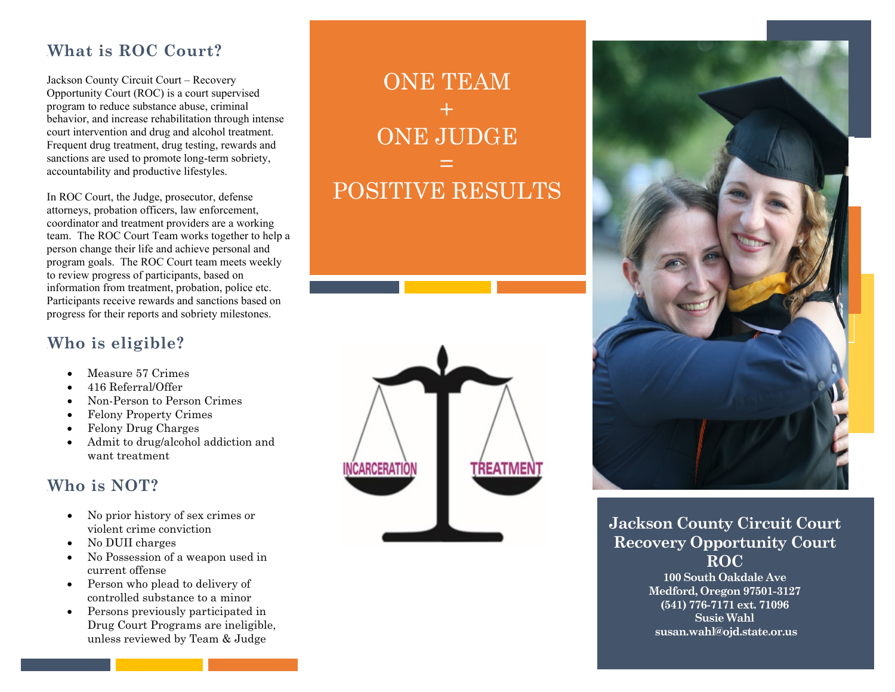## What is ROC Court?

Jackson County Circuit Court – Recovery Opportunity Court (ROC) is a court supervised program to reduce substance abuse, criminal behavior, and increase rehabilitation through intense court intervention and drug and alcohol treatment. Frequent drug treatment, drug testing, rewards and sanctions are used to promote long-term sobriety, accountability and productive lifestyles.

In ROC Court, the Judge, prosecutor, defense attorneys, probation officers, law enforcement, coordinator and treatment providers are a working team. The ROC Court Team works together to help a person change their life and achieve personal and program goals. The ROC Court team meets weekly to review progress of participants, based on information from treatment, probation, police etc. Participants receive rewards and sanctions based on progress for their reports and sobriety milestones.

## Who is eligible?

- Measure 57 Crimes
- 416 Referral/Offer
- Non-Person to Person Crimes
- Felony Property Crimes
- Felony Drug Charges
- Admit to drug/alcohol addiction and want treatment

## Who is NOT?

- No prior history of sex crimes or violent crime conviction
- No DUII charges
- No Possession of a weapon used in current offense
- Person who plead to delivery of controlled substance to a minor
- Persons previously participated in Drug Court Programs are ineligible, unless reviewed by Team & Judge

ONE TEAM
+
ONE JUDGE
=
POSITIVE RESULTS

INCARCERATION TREATMENT

**Jackson County Circuit Court**
**Recovery Opportunity Court**
**ROC**
**100 South Oakdale Ave**
**Medford, Oregon 97501-3127**
**(541) 776-7171 ext. 71096**
**Susie Wahl**
**susan.wahl@ojd.state.or.us**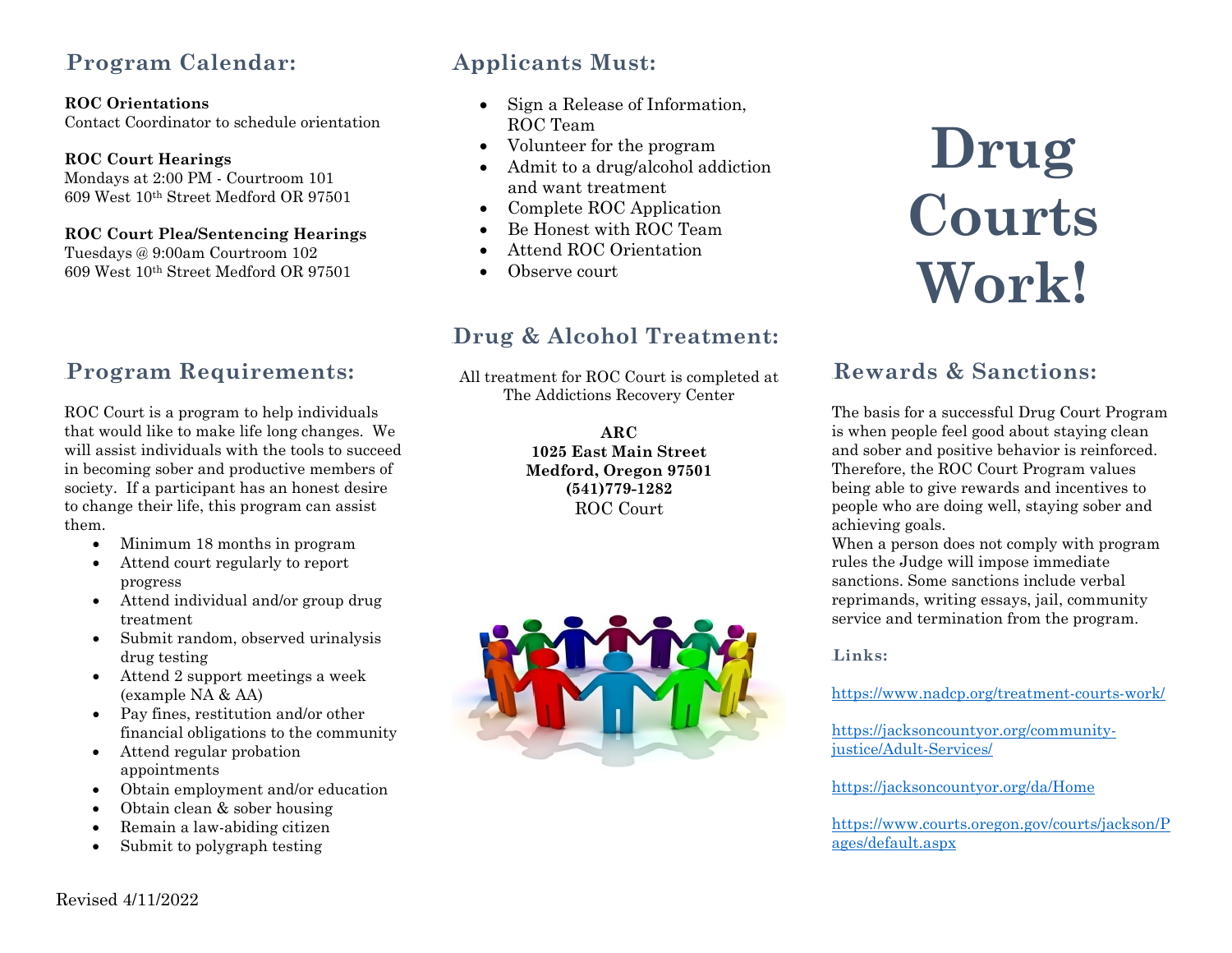## Program Calendar:

**ROC Orientations**
Contact Coordinator to schedule orientation

**ROC Court Hearings**
Mondays at 2:00 PM - Courtroom 101
609 West 10th Street Medford OR 97501

**ROC Court Plea/Sentencing Hearings**
Tuesdays @ 9:00am Courtroom 102
609 West 10th Street Medford OR 97501

## Program Requirements:

ROC Court is a program to help individuals that would like to make life long changes. We will assist individuals with the tools to succeed in becoming sober and productive members of society. If a participant has an honest desire to change their life, this program can assist them.

- Minimum 18 months in program
- Attend court regularly to report progress
- Attend individual and/or group drug treatment
- Submit random, observed urinalysis drug testing
- Attend 2 support meetings a week (example NA & AA)
- Pay fines, restitution and/or other financial obligations to the community
- Attend regular probation appointments
- Obtain employment and/or education
- Obtain clean & sober housing
- Remain a law-abiding citizen
- Submit to polygraph testing

Revised 4/11/2022

## Applicants Must:

- Sign a Release of Information, ROC Team
- Volunteer for the program
- Admit to a drug/alcohol addiction and want treatment
- Complete ROC Application
- Be Honest with ROC Team
- Attend ROC Orientation
- Observe court

## Drug & Alcohol Treatment:

All treatment for ROC Court is completed at The Addictions Recovery Center

**ARC**
**1025 East Main Street**
**Medford, Oregon 97501**
**(541)779-1282**
ROC Court

# Drug Courts Work!

## Rewards & Sanctions:

The basis for a successful Drug Court Program is when people feel good about staying clean and sober and positive behavior is reinforced. Therefore, the ROC Court Program values being able to give rewards and incentives to people who are doing well, staying sober and achieving goals.

When a person does not comply with program rules the Judge will impose immediate sanctions. Some sanctions include verbal reprimands, writing essays, jail, community service and termination from the program.

**Links:**

https://www.nadcp.org/treatment-courts-work/

https://jacksoncountyor.org/community-justice/Adult-Services/

https://jacksoncountyor.org/da/Home

https://www.courts.oregon.gov/courts/jackson/Pages/default.aspx